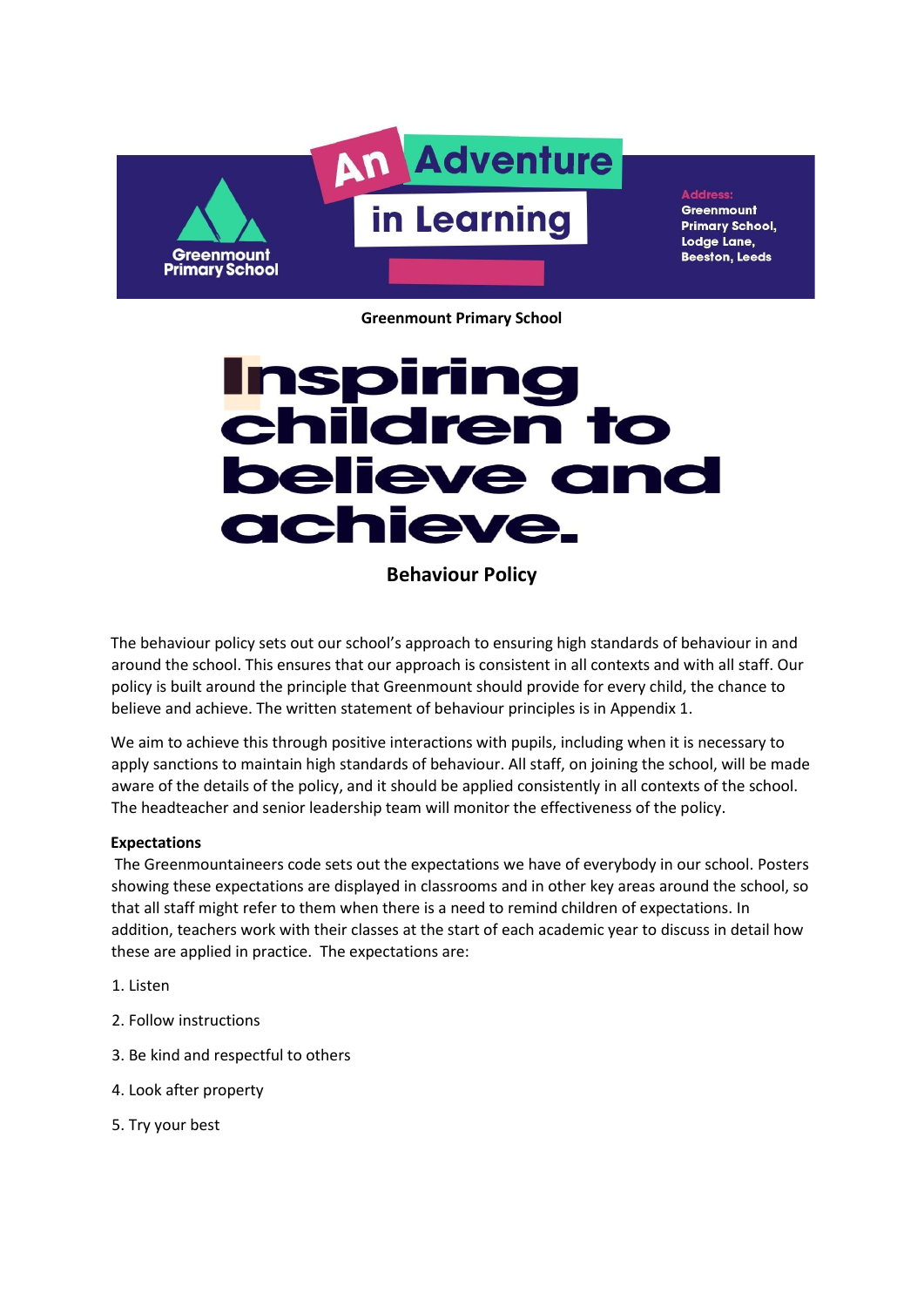An Adventure in Learning

Greenmount Primary School

Address:
Greenmount Primary School,
Lodge Lane,
Beeston, Leeds

**Greenmount Primary School**

# Inspiring children to believe and achieve.

## Behaviour Policy

The behaviour policy sets out our school's approach to ensuring high standards of behaviour in and around the school. This ensures that our approach is consistent in all contexts and with all staff. Our policy is built around the principle that Greenmount should provide for every child, the chance to believe and achieve. The written statement of behaviour principles is in Appendix 1.

We aim to achieve this through positive interactions with pupils, including when it is necessary to apply sanctions to maintain high standards of behaviour. All staff, on joining the school, will be made aware of the details of the policy, and it should be applied consistently in all contexts of the school. The headteacher and senior leadership team will monitor the effectiveness of the policy.

**Expectations**

The Greenmountaineers code sets out the expectations we have of everybody in our school. Posters showing these expectations are displayed in classrooms and in other key areas around the school, so that all staff might refer to them when there is a need to remind children of expectations. In addition, teachers work with their classes at the start of each academic year to discuss in detail how these are applied in practice. The expectations are:

1. Listen
2. Follow instructions
3. Be kind and respectful to others
4. Look after property
5. Try your best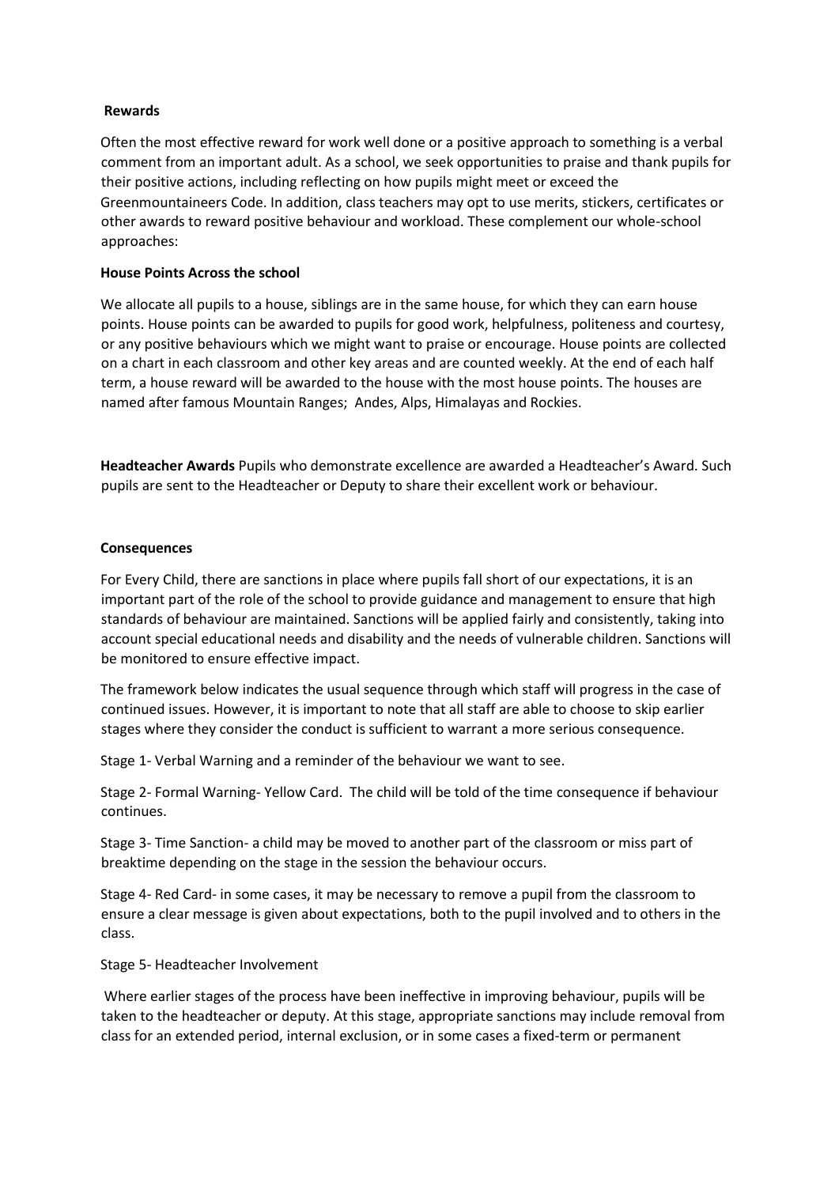### Rewards

Often the most effective reward for work well done or a positive approach to something is a verbal comment from an important adult. As a school, we seek opportunities to praise and thank pupils for their positive actions, including reflecting on how pupils might meet or exceed the Greenmountaineers Code. In addition, class teachers may opt to use merits, stickers, certificates or other awards to reward positive behaviour and workload. These complement our whole-school approaches:

#### House Points Across the school

We allocate all pupils to a house, siblings are in the same house, for which they can earn house points. House points can be awarded to pupils for good work, helpfulness, politeness and courtesy, or any positive behaviours which we might want to praise or encourage. House points are collected on a chart in each classroom and other key areas and are counted weekly. At the end of each half term, a house reward will be awarded to the house with the most house points. The houses are named after famous Mountain Ranges; Andes, Alps, Himalayas and Rockies.

**Headteacher Awards** Pupils who demonstrate excellence are awarded a Headteacher's Award. Such pupils are sent to the Headteacher or Deputy to share their excellent work or behaviour.

### Consequences

For Every Child, there are sanctions in place where pupils fall short of our expectations, it is an important part of the role of the school to provide guidance and management to ensure that high standards of behaviour are maintained. Sanctions will be applied fairly and consistently, taking into account special educational needs and disability and the needs of vulnerable children. Sanctions will be monitored to ensure effective impact.

The framework below indicates the usual sequence through which staff will progress in the case of continued issues. However, it is important to note that all staff are able to choose to skip earlier stages where they consider the conduct is sufficient to warrant a more serious consequence.

Stage 1- Verbal Warning and a reminder of the behaviour we want to see.

Stage 2- Formal Warning- Yellow Card. The child will be told of the time consequence if behaviour continues.

Stage 3- Time Sanction- a child may be moved to another part of the classroom or miss part of breaktime depending on the stage in the session the behaviour occurs.

Stage 4- Red Card- in some cases, it may be necessary to remove a pupil from the classroom to ensure a clear message is given about expectations, both to the pupil involved and to others in the class.

Stage 5- Headteacher Involvement

Where earlier stages of the process have been ineffective in improving behaviour, pupils will be taken to the headteacher or deputy. At this stage, appropriate sanctions may include removal from class for an extended period, internal exclusion, or in some cases a fixed-term or permanent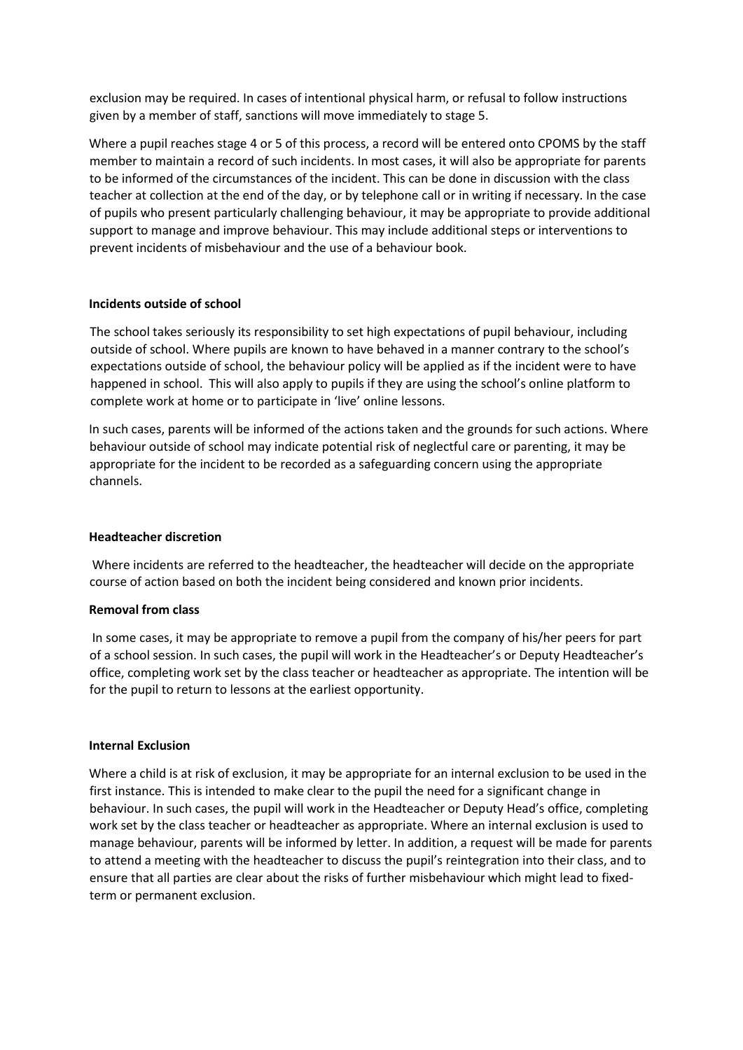exclusion may be required. In cases of intentional physical harm, or refusal to follow instructions given by a member of staff, sanctions will move immediately to stage 5.

Where a pupil reaches stage 4 or 5 of this process, a record will be entered onto CPOMS by the staff member to maintain a record of such incidents. In most cases, it will also be appropriate for parents to be informed of the circumstances of the incident. This can be done in discussion with the class teacher at collection at the end of the day, or by telephone call or in writing if necessary. In the case of pupils who present particularly challenging behaviour, it may be appropriate to provide additional support to manage and improve behaviour. This may include additional steps or interventions to prevent incidents of misbehaviour and the use of a behaviour book.

**Incidents outside of school**

The school takes seriously its responsibility to set high expectations of pupil behaviour, including outside of school. Where pupils are known to have behaved in a manner contrary to the school's expectations outside of school, the behaviour policy will be applied as if the incident were to have happened in school. This will also apply to pupils if they are using the school's online platform to complete work at home or to participate in 'live' online lessons.

In such cases, parents will be informed of the actions taken and the grounds for such actions. Where behaviour outside of school may indicate potential risk of neglectful care or parenting, it may be appropriate for the incident to be recorded as a safeguarding concern using the appropriate channels.

**Headteacher discretion**

Where incidents are referred to the headteacher, the headteacher will decide on the appropriate course of action based on both the incident being considered and known prior incidents.

**Removal from class**

In some cases, it may be appropriate to remove a pupil from the company of his/her peers for part of a school session. In such cases, the pupil will work in the Headteacher's or Deputy Headteacher's office, completing work set by the class teacher or headteacher as appropriate. The intention will be for the pupil to return to lessons at the earliest opportunity.

**Internal Exclusion**

Where a child is at risk of exclusion, it may be appropriate for an internal exclusion to be used in the first instance. This is intended to make clear to the pupil the need for a significant change in behaviour. In such cases, the pupil will work in the Headteacher or Deputy Head's office, completing work set by the class teacher or headteacher as appropriate. Where an internal exclusion is used to manage behaviour, parents will be informed by letter. In addition, a request will be made for parents to attend a meeting with the headteacher to discuss the pupil's reintegration into their class, and to ensure that all parties are clear about the risks of further misbehaviour which might lead to fixed-term or permanent exclusion.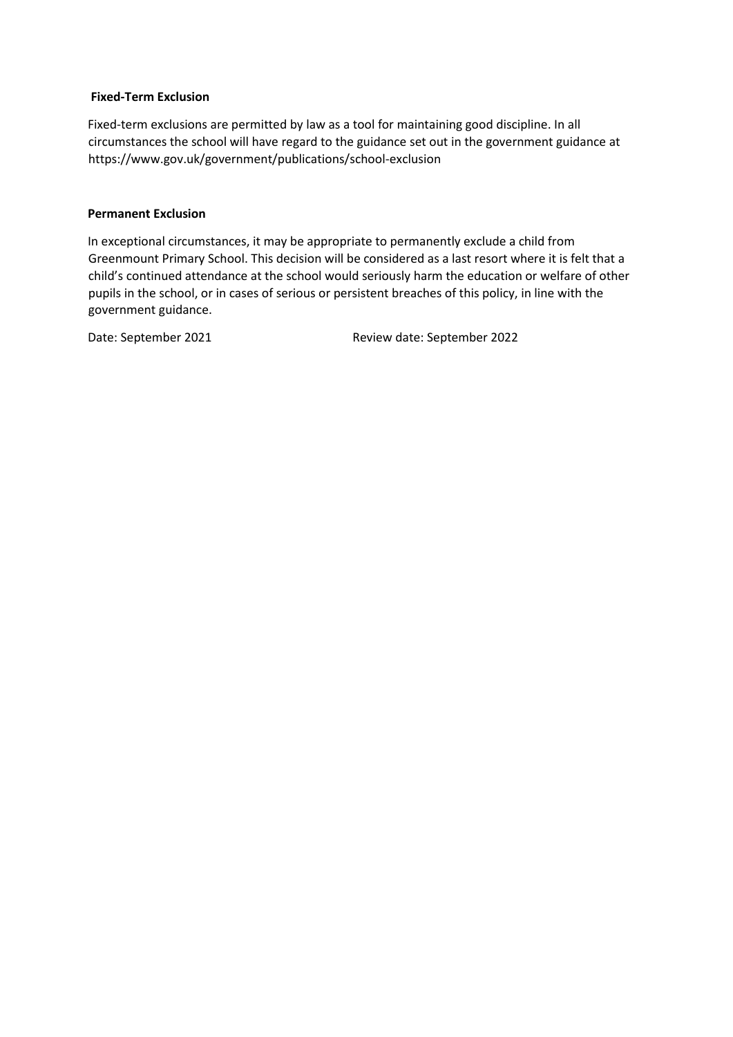**Fixed-Term Exclusion**

Fixed-term exclusions are permitted by law as a tool for maintaining good discipline. In all circumstances the school will have regard to the guidance set out in the government guidance at https://www.gov.uk/government/publications/school-exclusion

**Permanent Exclusion**

In exceptional circumstances, it may be appropriate to permanently exclude a child from Greenmount Primary School. This decision will be considered as a last resort where it is felt that a child's continued attendance at the school would seriously harm the education or welfare of other pupils in the school, or in cases of serious or persistent breaches of this policy, in line with the government guidance.

Date: September 2021 Review date: September 2022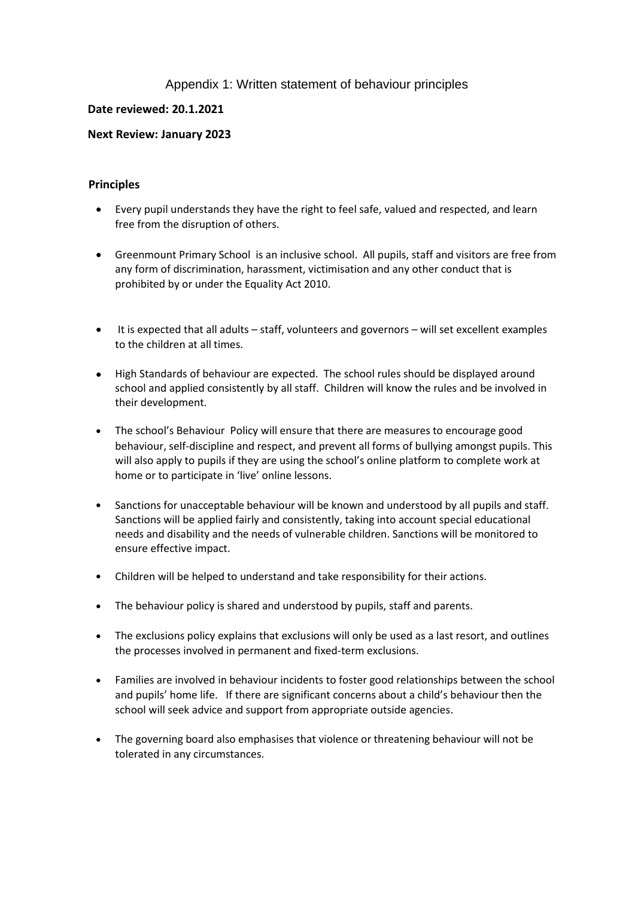# Appendix 1: Written statement of behaviour principles

**Date reviewed: 20.1.2021**

**Next Review: January 2023**

## Principles

- Every pupil understands they have the right to feel safe, valued and respected, and learn free from the disruption of others.

- Greenmount Primary School is an inclusive school. All pupils, staff and visitors are free from any form of discrimination, harassment, victimisation and any other conduct that is prohibited by or under the Equality Act 2010.

- It is expected that all adults – staff, volunteers and governors – will set excellent examples to the children at all times.

- High Standards of behaviour are expected. The school rules should be displayed around school and applied consistently by all staff. Children will know the rules and be involved in their development.

- The school's Behaviour Policy will ensure that there are measures to encourage good behaviour, self-discipline and respect, and prevent all forms of bullying amongst pupils. This will also apply to pupils if they are using the school's online platform to complete work at home or to participate in 'live' online lessons.

- Sanctions for unacceptable behaviour will be known and understood by all pupils and staff. Sanctions will be applied fairly and consistently, taking into account special educational needs and disability and the needs of vulnerable children. Sanctions will be monitored to ensure effective impact.

- Children will be helped to understand and take responsibility for their actions.

- The behaviour policy is shared and understood by pupils, staff and parents.

- The exclusions policy explains that exclusions will only be used as a last resort, and outlines the processes involved in permanent and fixed-term exclusions.

- Families are involved in behaviour incidents to foster good relationships between the school and pupils' home life. If there are significant concerns about a child's behaviour then the school will seek advice and support from appropriate outside agencies.

- The governing board also emphasises that violence or threatening behaviour will not be tolerated in any circumstances.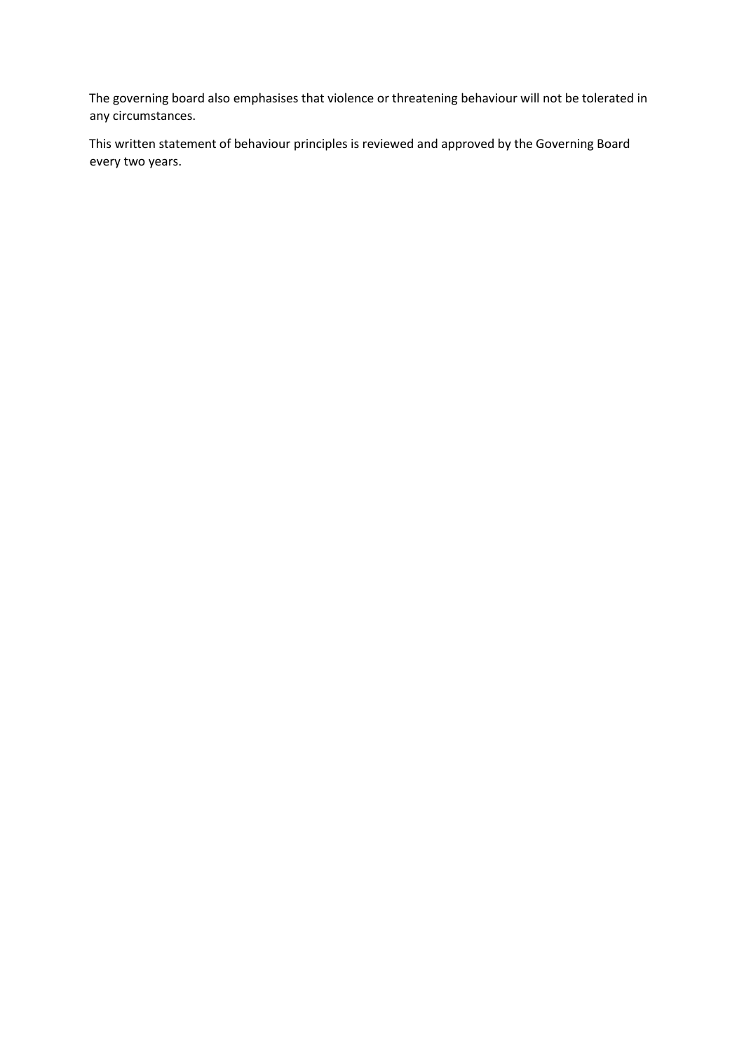The governing board also emphasises that violence or threatening behaviour will not be tolerated in any circumstances.

This written statement of behaviour principles is reviewed and approved by the Governing Board every two years.